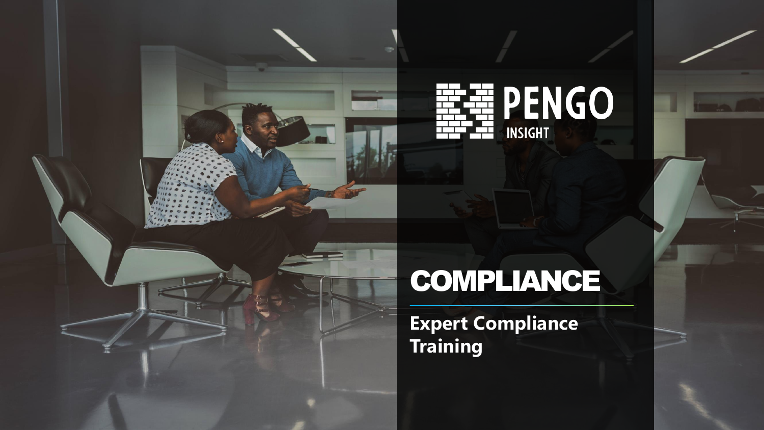PENGO INSIGHT

# COMPLIANCE

**Expert Compliance Training**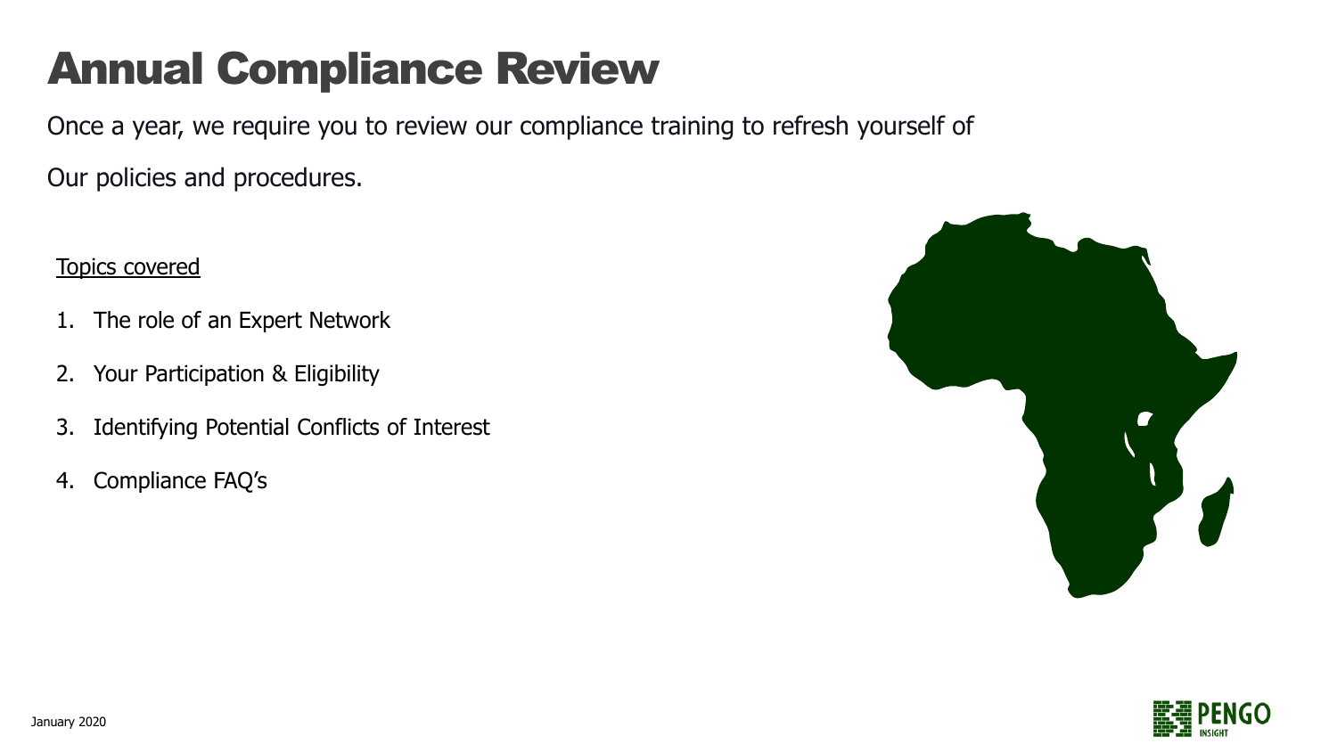# Annual Compliance Review

Once a year, we require you to review our compliance training to refresh yourself of

Our policies and procedures.

Topics covered

1. The role of an Expert Network
2. Your Participation & Eligibility
3. Identifying Potential Conflicts of Interest
4. Compliance FAQ's

January 2020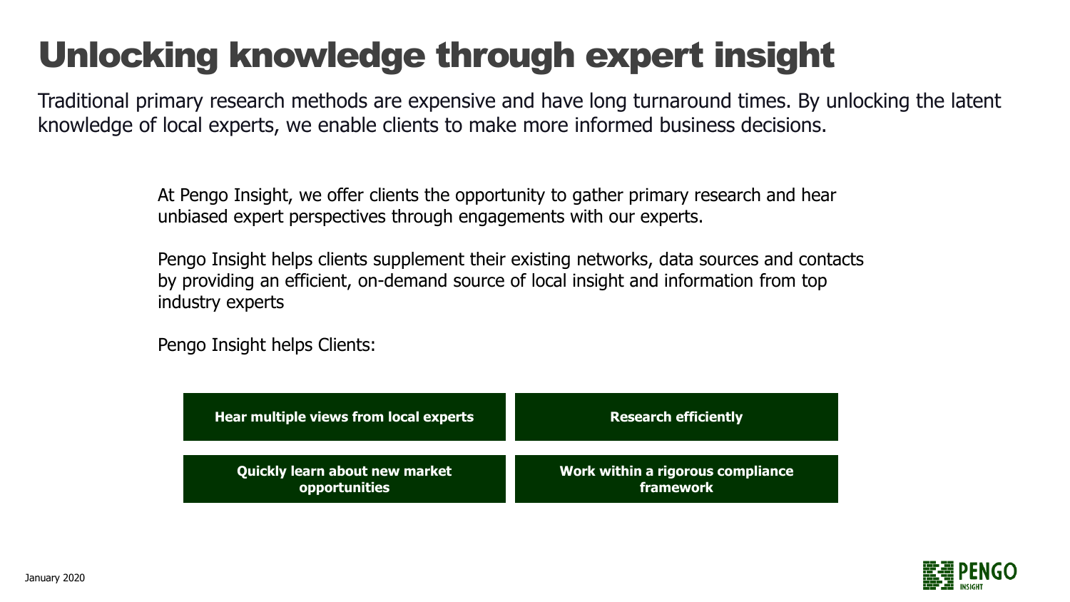# Unlocking knowledge through expert insight

Traditional primary research methods are expensive and have long turnaround times. By unlocking the latent knowledge of local experts, we enable clients to make more informed business decisions.

At Pengo Insight, we offer clients the opportunity to gather primary research and hear unbiased expert perspectives through engagements with our experts.

Pengo Insight helps clients supplement their existing networks, data sources and contacts by providing an efficient, on-demand source of local insight and information from top industry experts

Pengo Insight helps Clients:

- **Hear multiple views from local experts**
- **Research efficiently**
- **Quickly learn about new market opportunities**
- **Work within a rigorous compliance framework**

January 2020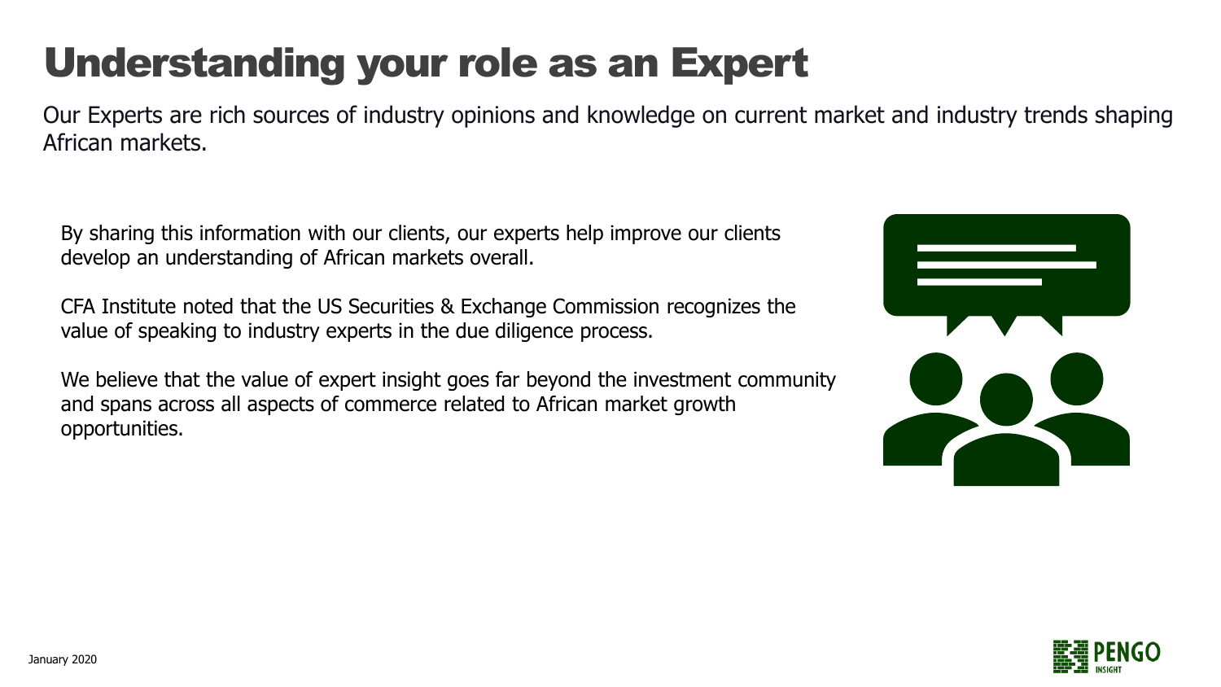# Understanding your role as an Expert

Our Experts are rich sources of industry opinions and knowledge on current market and industry trends shaping African markets.

By sharing this information with our clients, our experts help improve our clients develop an understanding of African markets overall.

CFA Institute noted that the US Securities & Exchange Commission recognizes the value of speaking to industry experts in the due diligence process.

We believe that the value of expert insight goes far beyond the investment community and spans across all aspects of commerce related to African market growth opportunities.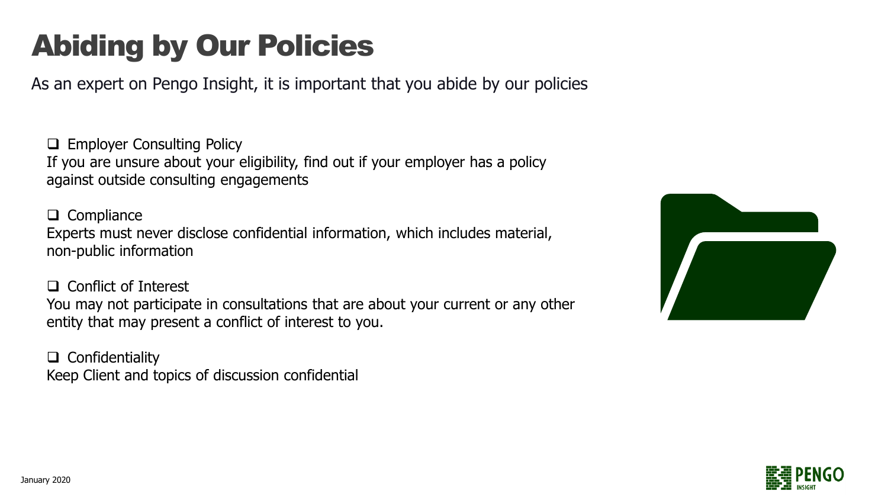# Abiding by Our Policies

As an expert on Pengo Insight, it is important that you abide by our policies

- [ ] Employer Consulting Policy
  If you are unsure about your eligibility, find out if your employer has a policy against outside consulting engagements

- [ ] Compliance
  Experts must never disclose confidential information, which includes material, non-public information

- [ ] Conflict of Interest
  You may not participate in consultations that are about your current or any other entity that may present a conflict of interest to you.

- [ ] Confidentiality
  Keep Client and topics of discussion confidential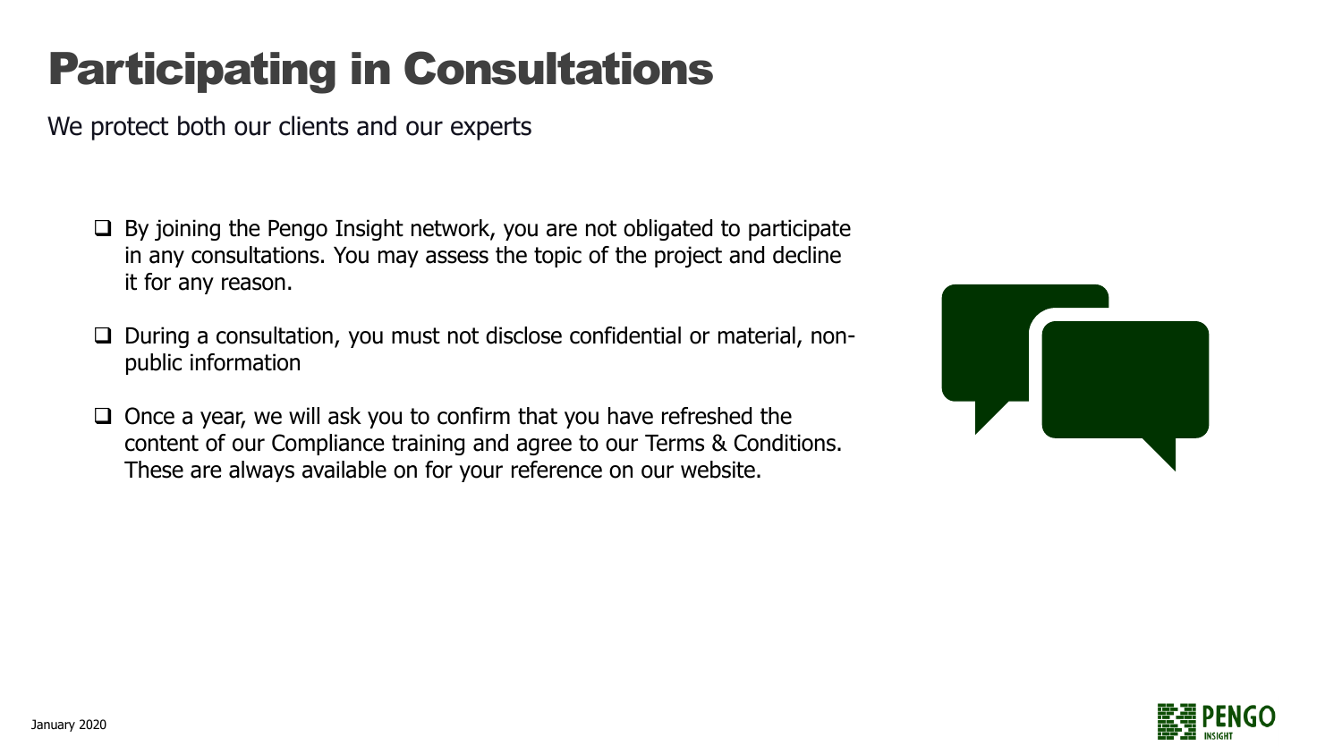# Participating in Consultations

We protect both our clients and our experts

- By joining the Pengo Insight network, you are not obligated to participate in any consultations. You may assess the topic of the project and decline it for any reason.
- During a consultation, you must not disclose confidential or material, non-public information
- Once a year, we will ask you to confirm that you have refreshed the content of our Compliance training and agree to our Terms & Conditions. These are always available on for your reference on our website.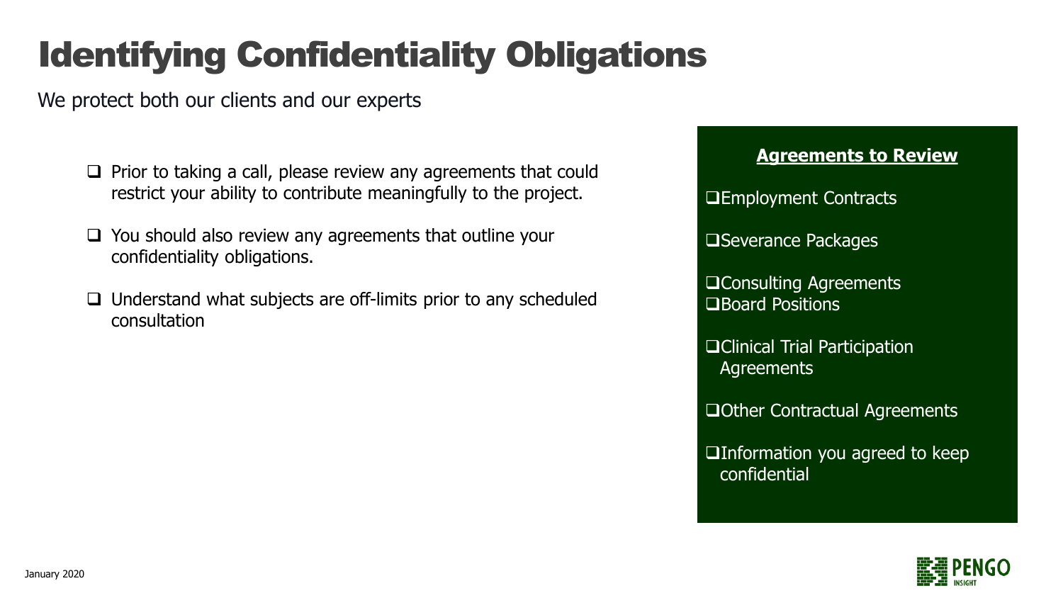# Identifying Confidentiality Obligations

We protect both our clients and our experts

- Prior to taking a call, please review any agreements that could restrict your ability to contribute meaningfully to the project.
- You should also review any agreements that outline your confidentiality obligations.
- Understand what subjects are off-limits prior to any scheduled consultation

**Agreements to Review**

- Employment Contracts
- Severance Packages
- Consulting Agreements
- Board Positions
- Clinical Trial Participation Agreements
- Other Contractual Agreements
- Information you agreed to keep confidential

January 2020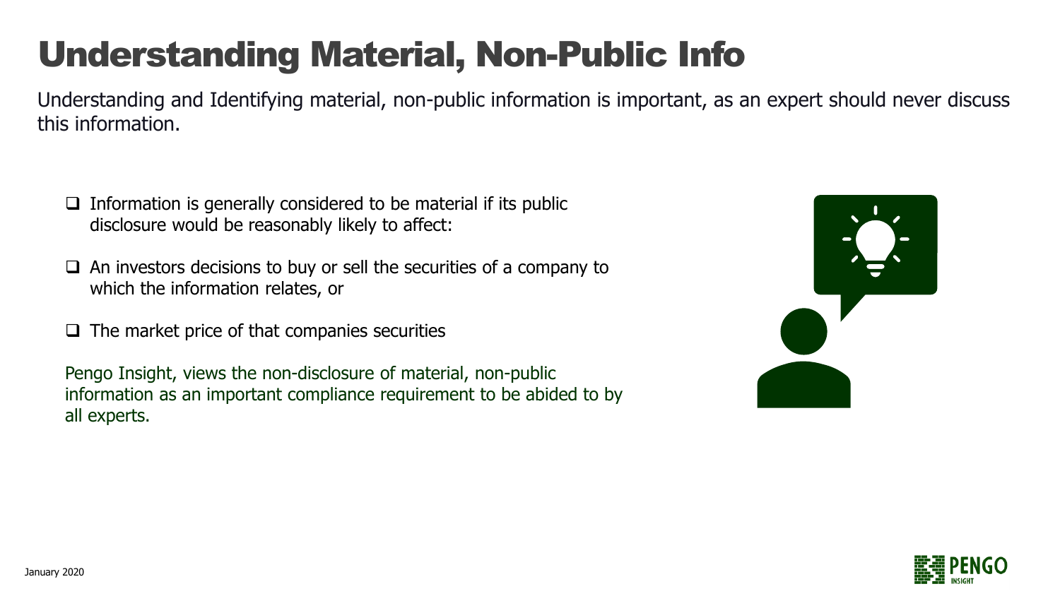# Understanding Material, Non-Public Info

Understanding and Identifying material, non-public information is important, as an expert should never discuss this information.

- Information is generally considered to be material if its public disclosure would be reasonably likely to affect:
- An investors decisions to buy or sell the securities of a company to which the information relates, or
- The market price of that companies securities

Pengo Insight, views the non-disclosure of material, non-public information as an important compliance requirement to be abided to by all experts.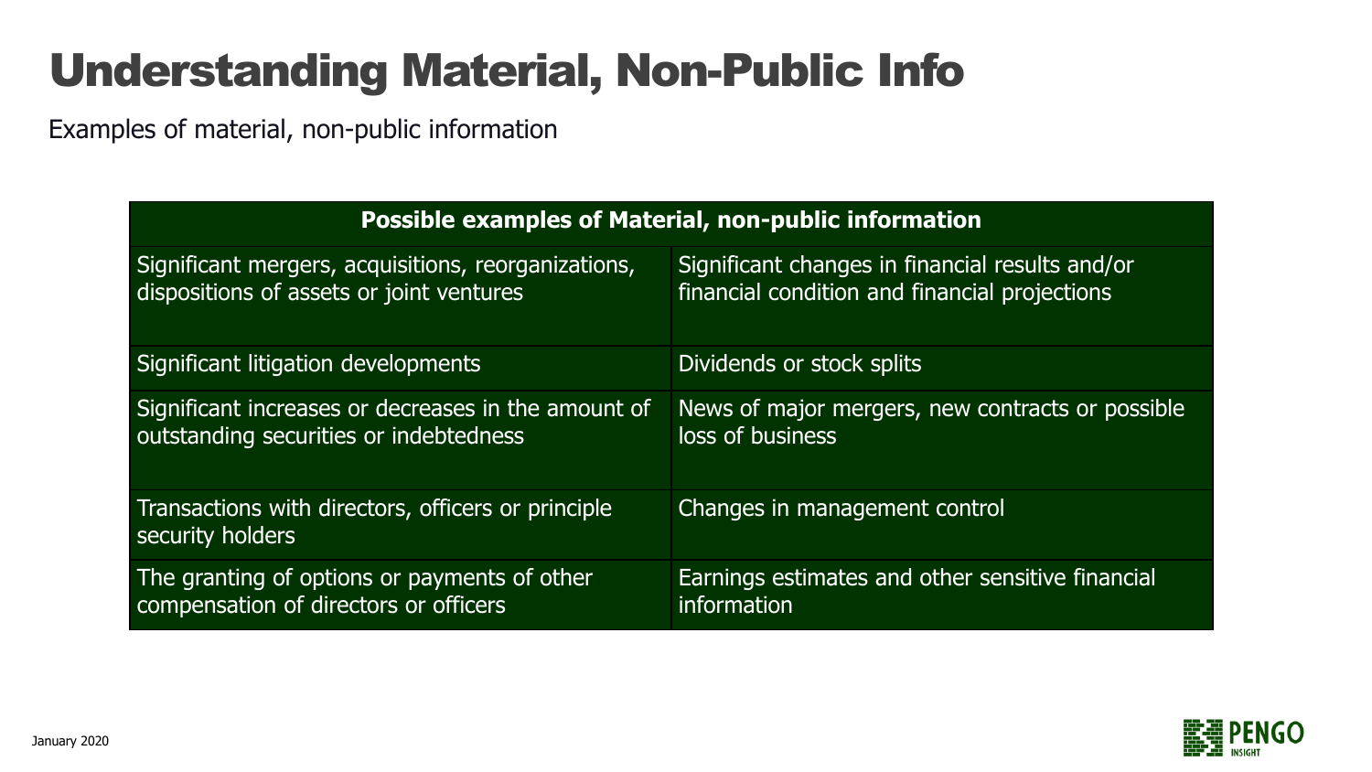# Understanding Material, Non-Public Info

Examples of material, non-public information

| Possible examples of Material, non-public information | |
|---|---|
| Significant mergers, acquisitions, reorganizations, dispositions of assets or joint ventures | Significant changes in financial results and/or financial condition and financial projections |
| Significant litigation developments | Dividends or stock splits |
| Significant increases or decreases in the amount of outstanding securities or indebtedness | News of major mergers, new contracts or possible loss of business |
| Transactions with directors, officers or principle security holders | Changes in management control |
| The granting of options or payments of other compensation of directors or officers | Earnings estimates and other sensitive financial information |

January 2020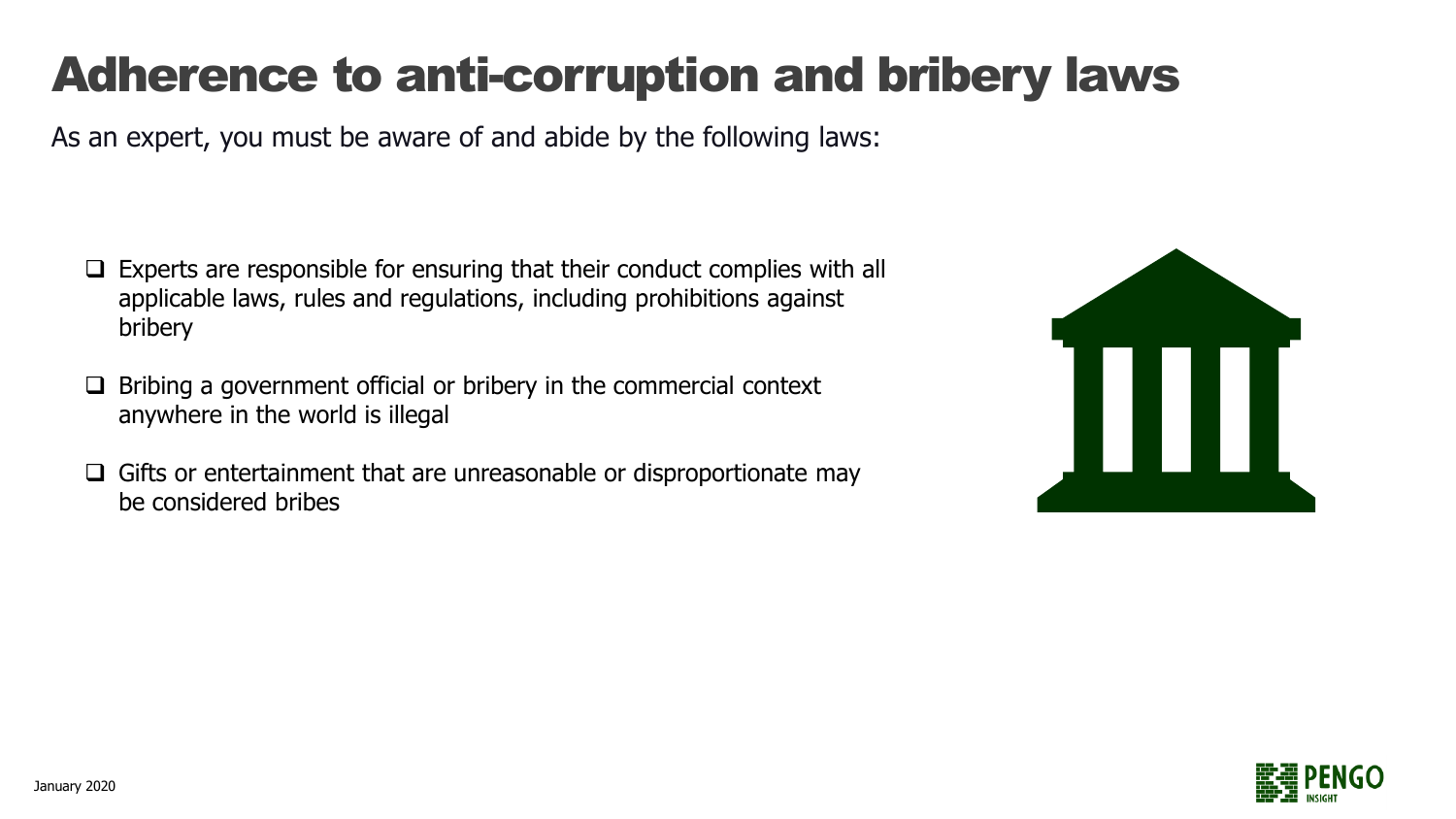# Adherence to anti-corruption and bribery laws

As an expert, you must be aware of and abide by the following laws:

- Experts are responsible for ensuring that their conduct complies with all applicable laws, rules and regulations, including prohibitions against bribery
- Bribing a government official or bribery in the commercial context anywhere in the world is illegal
- Gifts or entertainment that are unreasonable or disproportionate may be considered bribes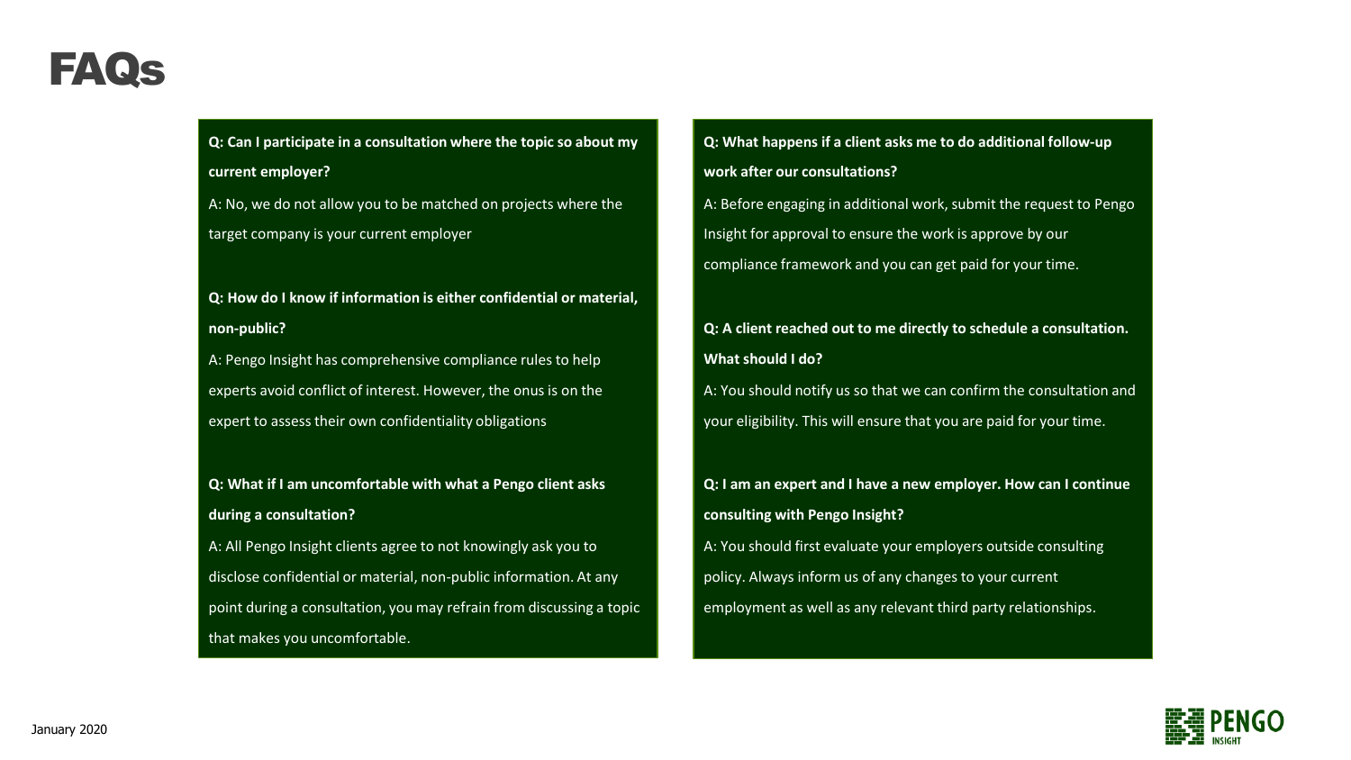# FAQs

**Q: Can I participate in a consultation where the topic so about my current employer?**

A: No, we do not allow you to be matched on projects where the target company is your current employer

**Q: How do I know if information is either confidential or material, non-public?**

A: Pengo Insight has comprehensive compliance rules to help experts avoid conflict of interest. However, the onus is on the expert to assess their own confidentiality obligations

**Q: What if I am uncomfortable with what a Pengo client asks during a consultation?**

A: All Pengo Insight clients agree to not knowingly ask you to disclose confidential or material, non-public information. At any point during a consultation, you may refrain from discussing a topic that makes you uncomfortable.

**Q: What happens if a client asks me to do additional follow-up work after our consultations?**

A: Before engaging in additional work, submit the request to Pengo Insight for approval to ensure the work is approve by our compliance framework and you can get paid for your time.

**Q: A client reached out to me directly to schedule a consultation. What should I do?**

A: You should notify us so that we can confirm the consultation and your eligibility. This will ensure that you are paid for your time.

**Q: I am an expert and I have a new employer. How can I continue consulting with Pengo Insight?**

A: You should first evaluate your employers outside consulting policy. Always inform us of any changes to your current employment as well as any relevant third party relationships.

January 2020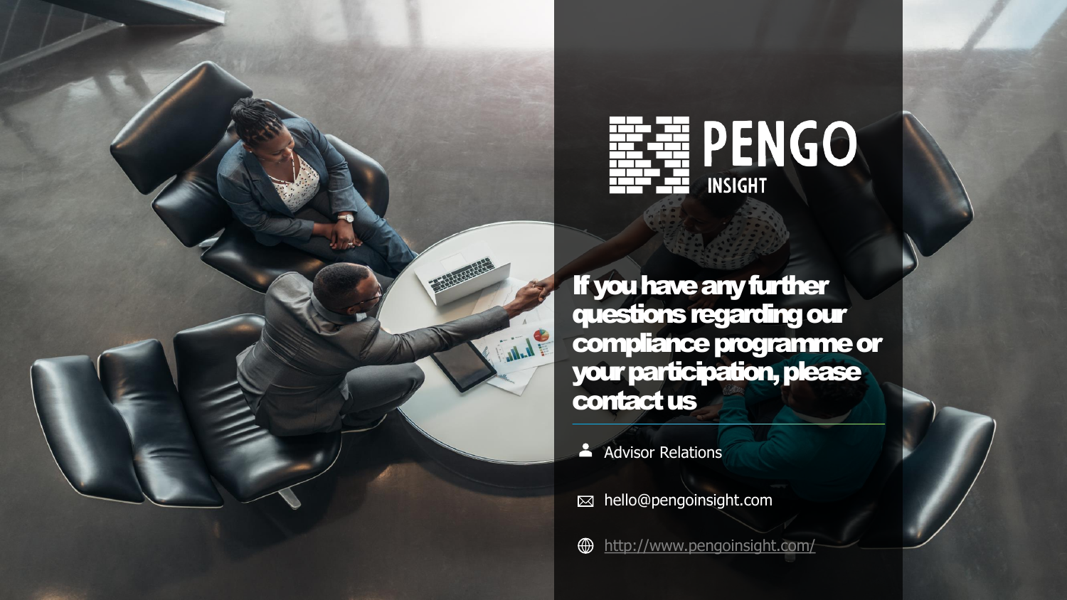PENGO

INSIGHT

## If you have any further questions regarding our compliance programme or your participation, please contact us

Advisor Relations

hello@pengoinsight.com

http://www.pengoinsight.com/